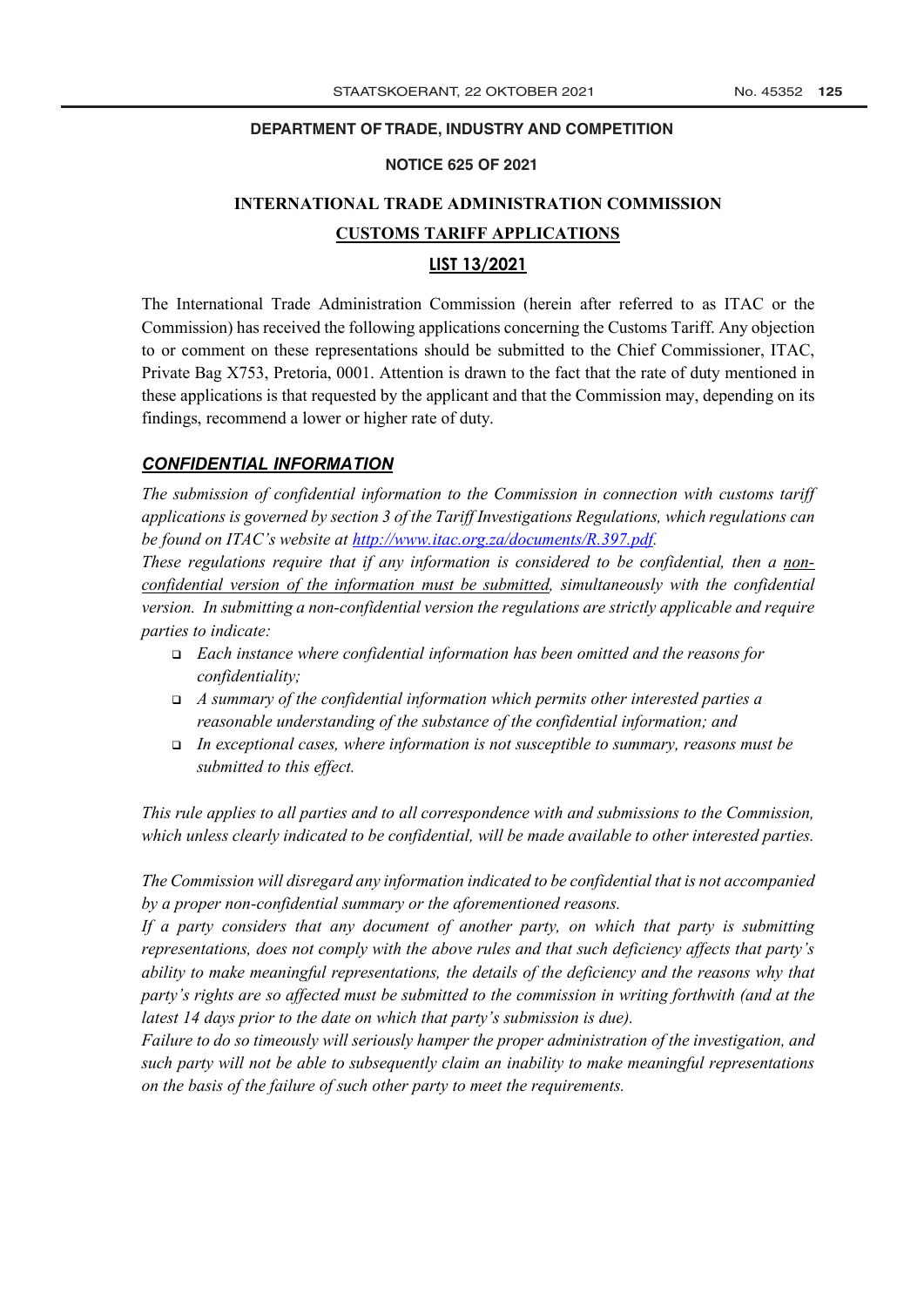**DEPARTMENT OF TRADE, INDUSTRY AND COMPETITION**

**NOTICE 625 OF 2021**

# INTERNATIONAL TRADE ADMINISTRATION COMMISSION

## CUSTOMS TARIFF APPLICATIONS

## LIST 13/2021

The International Trade Administration Commission (herein after referred to as ITAC or the Commission) has received the following applications concerning the Customs Tariff. Any objection to or comment on these representations should be submitted to the Chief Commissioner, ITAC, Private Bag X753, Pretoria, 0001. Attention is drawn to the fact that the rate of duty mentioned in these applications is that requested by the applicant and that the Commission may, depending on its findings, recommend a lower or higher rate of duty.

### *CONFIDENTIAL INFORMATION*

*The submission of confidential information to the Commission in connection with customs tariff applications is governed by section 3 of the Tariff Investigations Regulations, which regulations can be found on ITAC's website at [http://www.itac.org.za/documents/R.397.pdf](http://www.itac.org.za/documents/R.397.pdf).*

*These regulations require that if any information is considered to be confidential, then a non-confidential version of the information must be submitted, simultaneously with the confidential version. In submitting a non-confidential version the regulations are strictly applicable and require parties to indicate:*

- *Each instance where confidential information has been omitted and the reasons for confidentiality;*
- *A summary of the confidential information which permits other interested parties a reasonable understanding of the substance of the confidential information; and*
- *In exceptional cases, where information is not susceptible to summary, reasons must be submitted to this effect.*

*This rule applies to all parties and to all correspondence with and submissions to the Commission, which unless clearly indicated to be confidential, will be made available to other interested parties.*

*The Commission will disregard any information indicated to be confidential that is not accompanied by a proper non-confidential summary or the aforementioned reasons.*

*If a party considers that any document of another party, on which that party is submitting representations, does not comply with the above rules and that such deficiency affects that party's ability to make meaningful representations, the details of the deficiency and the reasons why that party's rights are so affected must be submitted to the commission in writing forthwith (and at the latest 14 days prior to the date on which that party's submission is due).*

*Failure to do so timeously will seriously hamper the proper administration of the investigation, and such party will not be able to subsequently claim an inability to make meaningful representations on the basis of the failure of such other party to meet the requirements.*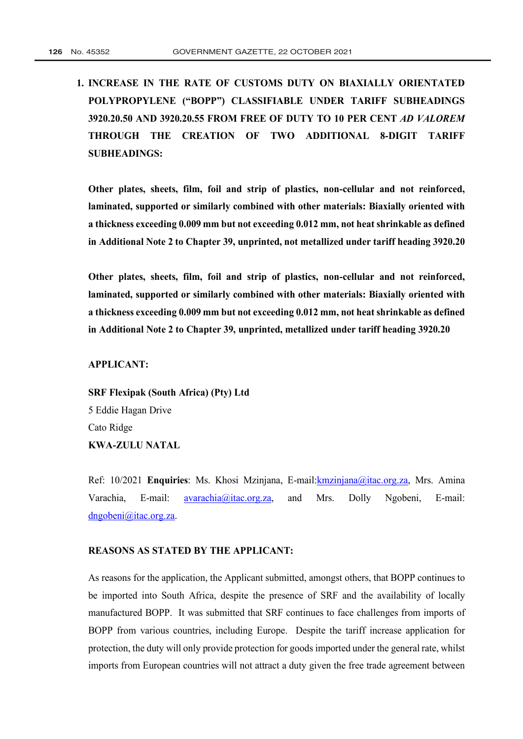**1. INCREASE IN THE RATE OF CUSTOMS DUTY ON BIAXIALLY ORIENTATED POLYPROPYLENE ("BOPP") CLASSIFIABLE UNDER TARIFF SUBHEADINGS 3920.20.50 AND 3920.20.55 FROM FREE OF DUTY TO 10 PER CENT *AD VALOREM* THROUGH THE CREATION OF TWO ADDITIONAL 8-DIGIT TARIFF SUBHEADINGS:**

**Other plates, sheets, film, foil and strip of plastics, non-cellular and not reinforced, laminated, supported or similarly combined with other materials: Biaxially oriented with a thickness exceeding 0.009 mm but not exceeding 0.012 mm, not heat shrinkable as defined in Additional Note 2 to Chapter 39, unprinted, not metallized under tariff heading 3920.20**

**Other plates, sheets, film, foil and strip of plastics, non-cellular and not reinforced, laminated, supported or similarly combined with other materials: Biaxially oriented with a thickness exceeding 0.009 mm but not exceeding 0.012 mm, not heat shrinkable as defined in Additional Note 2 to Chapter 39, unprinted, metallized under tariff heading 3920.20**

**APPLICANT:**

**SRF Flexipak (South Africa) (Pty) Ltd**
5 Eddie Hagan Drive
Cato Ridge
**KWA-ZULU NATAL**

Ref: 10/2021 **Enquiries**: Ms. Khosi Mzinjana, E-mail:kmzinjana@itac.org.za, Mrs. Amina Varachia, E-mail: avarachia@itac.org.za, and Mrs. Dolly Ngobeni, E-mail: dngobeni@itac.org.za.

**REASONS AS STATED BY THE APPLICANT:**

As reasons for the application, the Applicant submitted, amongst others, that BOPP continues to be imported into South Africa, despite the presence of SRF and the availability of locally manufactured BOPP. It was submitted that SRF continues to face challenges from imports of BOPP from various countries, including Europe. Despite the tariff increase application for protection, the duty will only provide protection for goods imported under the general rate, whilst imports from European countries will not attract a duty given the free trade agreement between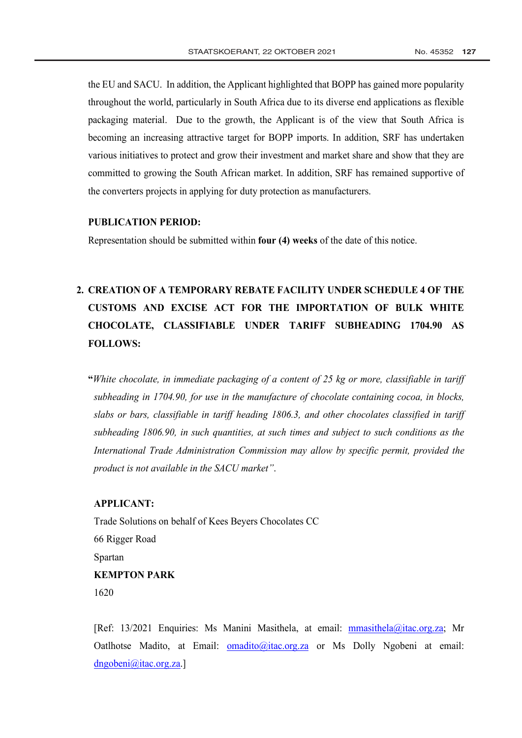the EU and SACU. In addition, the Applicant highlighted that BOPP has gained more popularity throughout the world, particularly in South Africa due to its diverse end applications as flexible packaging material. Due to the growth, the Applicant is of the view that South Africa is becoming an increasing attractive target for BOPP imports. In addition, SRF has undertaken various initiatives to protect and grow their investment and market share and show that they are committed to growing the South African market. In addition, SRF has remained supportive of the converters projects in applying for duty protection as manufacturers.

**PUBLICATION PERIOD:**

Representation should be submitted within **four (4) weeks** of the date of this notice.

**2. CREATION OF A TEMPORARY REBATE FACILITY UNDER SCHEDULE 4 OF THE CUSTOMS AND EXCISE ACT FOR THE IMPORTATION OF BULK WHITE CHOCOLATE, CLASSIFIABLE UNDER TARIFF SUBHEADING 1704.90 AS FOLLOWS:**

**"***White chocolate, in immediate packaging of a content of 25 kg or more, classifiable in tariff subheading in 1704.90, for use in the manufacture of chocolate containing cocoa, in blocks, slabs or bars, classifiable in tariff heading 1806.3, and other chocolates classified in tariff subheading 1806.90, in such quantities, at such times and subject to such conditions as the International Trade Administration Commission may allow by specific permit, provided the product is not available in the SACU market".*

**APPLICANT:**

Trade Solutions on behalf of Kees Beyers Chocolates CC
66 Rigger Road
Spartan
**KEMPTON PARK**
1620

[Ref: 13/2021 Enquiries: Ms Manini Masithela, at email: mmasithela@itac.org.za; Mr Oatlhotse Madito, at Email: omadito@itac.org.za or Ms Dolly Ngobeni at email: dngobeni@itac.org.za.]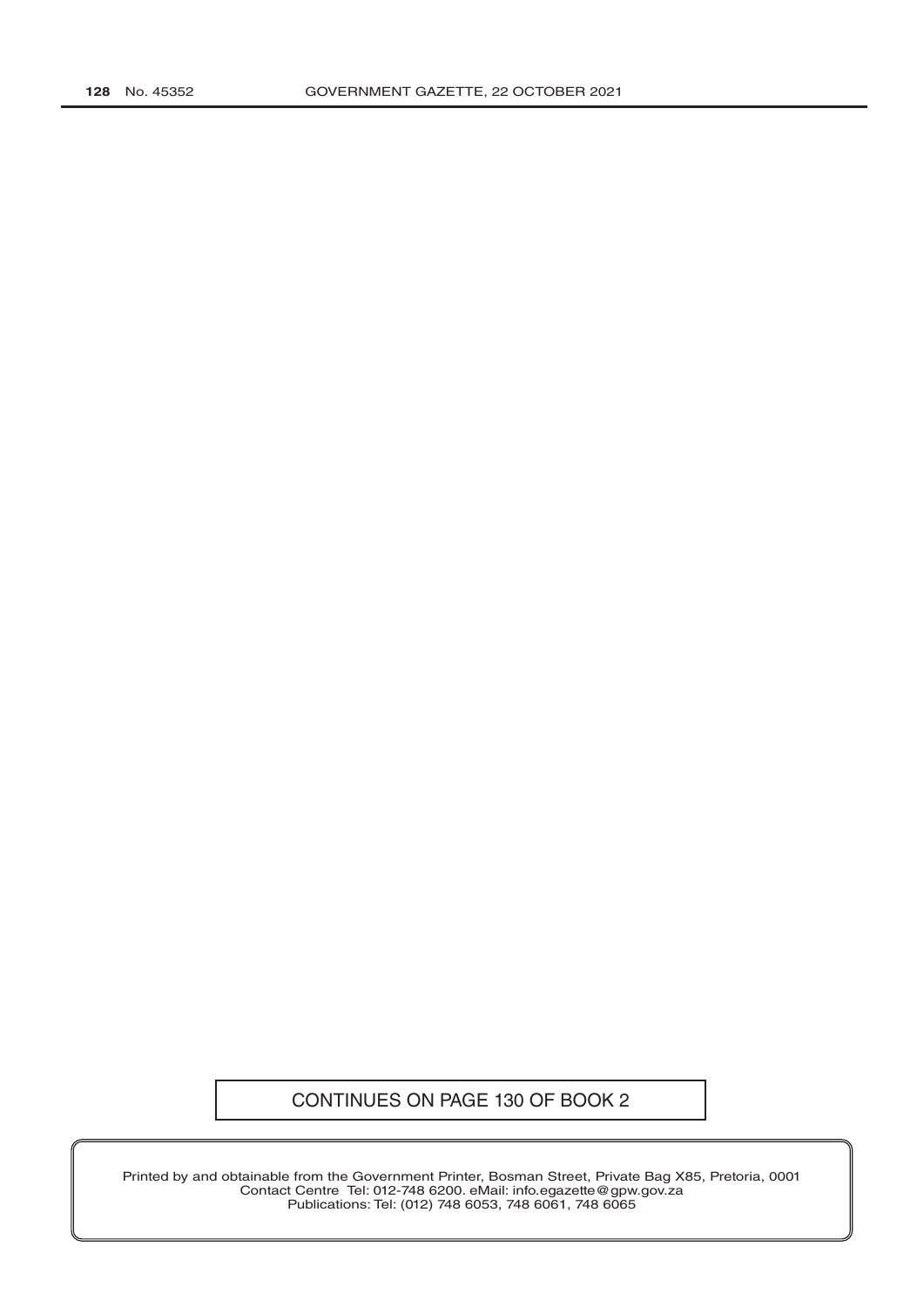CONTINUES ON PAGE 130 OF BOOK 2

Printed by and obtainable from the Government Printer, Bosman Street, Private Bag X85, Pretoria, 0001
Contact Centre Tel: 012-748 6200. eMail: info.egazette@gpw.gov.za
Publications: Tel: (012) 748 6053, 748 6061, 748 6065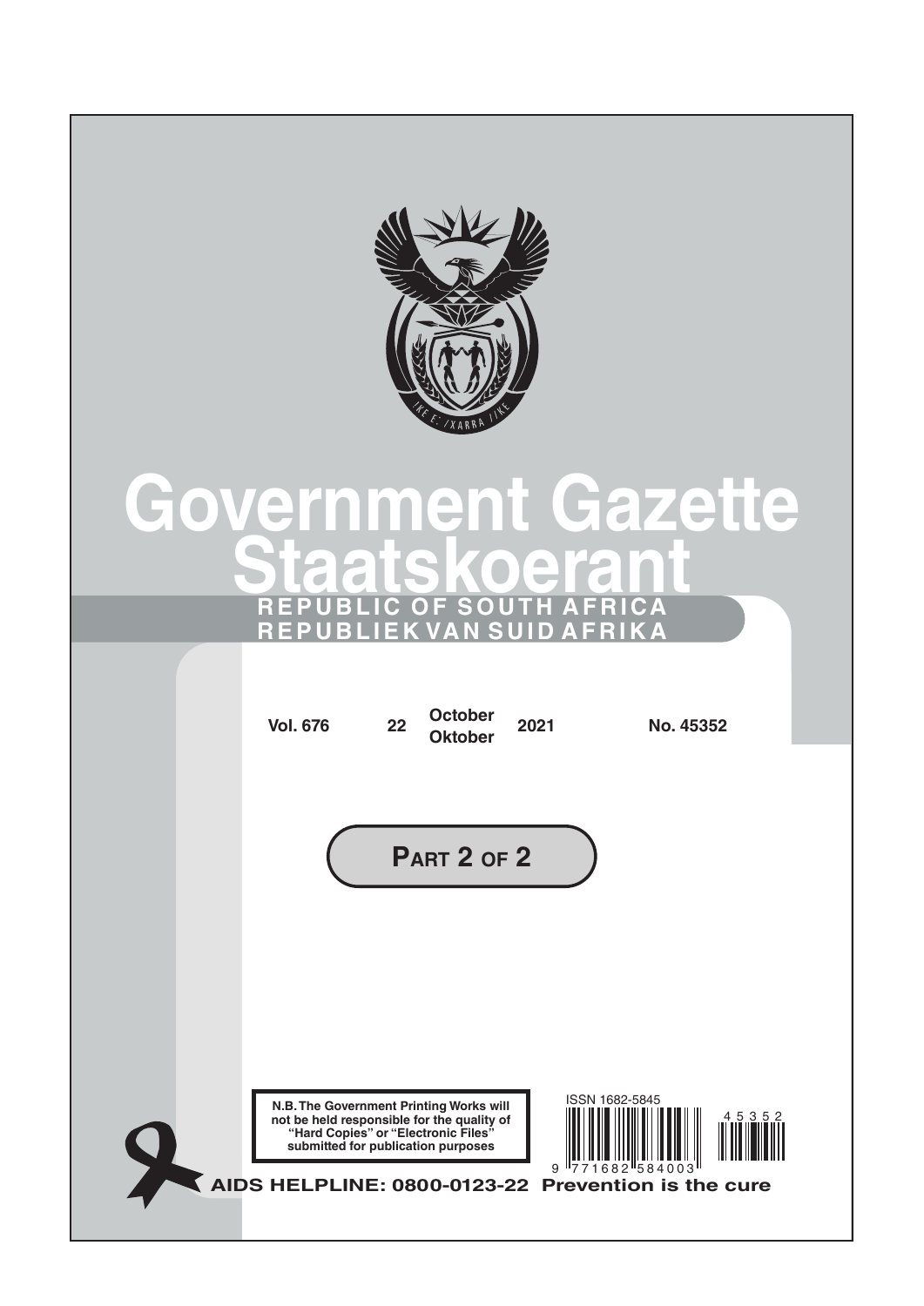# Government Gazette

# Staatskoerant

**REPUBLIC OF SOUTH AFRICA**

**REPUBLIEK VAN SUID AFRIKA**

| Vol. 676 | 22 | October / Oktober | 2021 | No. 45352 |
|---|---|---|---|---|

**PART 2 OF 2**

**N.B. The Government Printing Works will not be held responsible for the quality of "Hard Copies" or "Electronic Files" submitted for publication purposes**

ISSN 1682-5845

9 771682 584003

45352

**AIDS HELPLINE: 0800-0123-22 Prevention is the cure**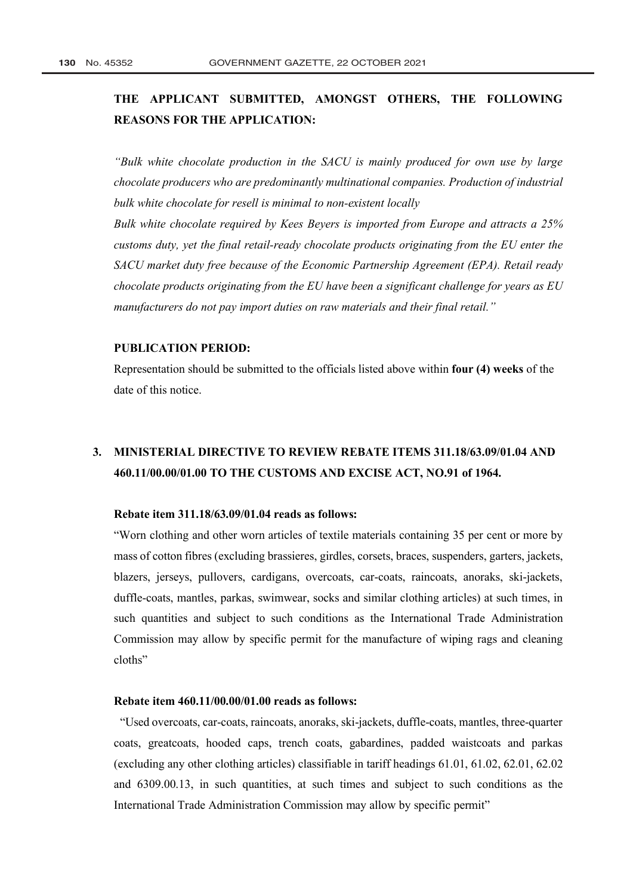**THE APPLICANT SUBMITTED, AMONGST OTHERS, THE FOLLOWING REASONS FOR THE APPLICATION:**

*"Bulk white chocolate production in the SACU is mainly produced for own use by large chocolate producers who are predominantly multinational companies. Production of industrial bulk white chocolate for resell is minimal to non-existent locally*

*Bulk white chocolate required by Kees Beyers is imported from Europe and attracts a 25% customs duty, yet the final retail-ready chocolate products originating from the EU enter the SACU market duty free because of the Economic Partnership Agreement (EPA). Retail ready chocolate products originating from the EU have been a significant challenge for years as EU manufacturers do not pay import duties on raw materials and their final retail."*

**PUBLICATION PERIOD:**

Representation should be submitted to the officials listed above within **four (4) weeks** of the date of this notice.

## 3. MINISTERIAL DIRECTIVE TO REVIEW REBATE ITEMS 311.18/63.09/01.04 AND 460.11/00.00/01.00 TO THE CUSTOMS AND EXCISE ACT, NO.91 of 1964.

**Rebate item 311.18/63.09/01.04 reads as follows:**

"Worn clothing and other worn articles of textile materials containing 35 per cent or more by mass of cotton fibres (excluding brassieres, girdles, corsets, braces, suspenders, garters, jackets, blazers, jerseys, pullovers, cardigans, overcoats, car-coats, raincoats, anoraks, ski-jackets, duffle-coats, mantles, parkas, swimwear, socks and similar clothing articles) at such times, in such quantities and subject to such conditions as the International Trade Administration Commission may allow by specific permit for the manufacture of wiping rags and cleaning cloths"

**Rebate item 460.11/00.00/01.00 reads as follows:**

"Used overcoats, car-coats, raincoats, anoraks, ski-jackets, duffle-coats, mantles, three-quarter coats, greatcoats, hooded caps, trench coats, gabardines, padded waistcoats and parkas (excluding any other clothing articles) classifiable in tariff headings 61.01, 61.02, 62.01, 62.02 and 6309.00.13, in such quantities, at such times and subject to such conditions as the International Trade Administration Commission may allow by specific permit"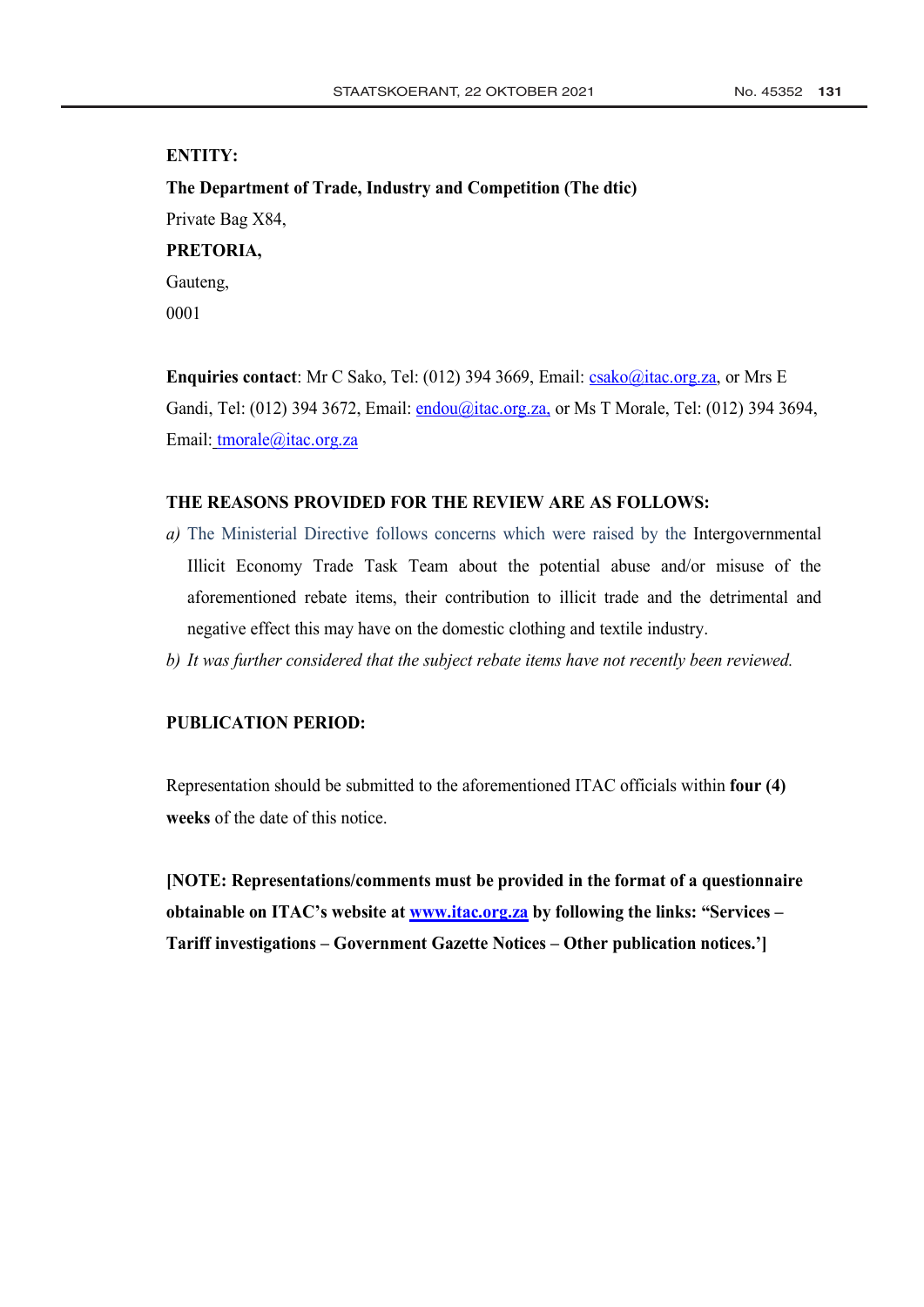**ENTITY:**

**The Department of Trade, Industry and Competition (The dtic)**

Private Bag X84,

**PRETORIA,**

Gauteng,

0001

**Enquiries contact**: Mr C Sako, Tel: (012) 394 3669, Email: csako@itac.org.za, or Mrs E Gandi, Tel: (012) 394 3672, Email: endou@itac.org.za, or Ms T Morale, Tel: (012) 394 3694, Email: tmorale@itac.org.za

**THE REASONS PROVIDED FOR THE REVIEW ARE AS FOLLOWS:**

*a)* The Ministerial Directive follows concerns which were raised by the Intergovernmental Illicit Economy Trade Task Team about the potential abuse and/or misuse of the aforementioned rebate items, their contribution to illicit trade and the detrimental and negative effect this may have on the domestic clothing and textile industry.

*b) It was further considered that the subject rebate items have not recently been reviewed.*

**PUBLICATION PERIOD:**

Representation should be submitted to the aforementioned ITAC officials within **four (4) weeks** of the date of this notice.

**[NOTE: Representations/comments must be provided in the format of a questionnaire obtainable on ITAC's website at www.itac.org.za by following the links: "Services – Tariff investigations – Government Gazette Notices – Other publication notices.']**